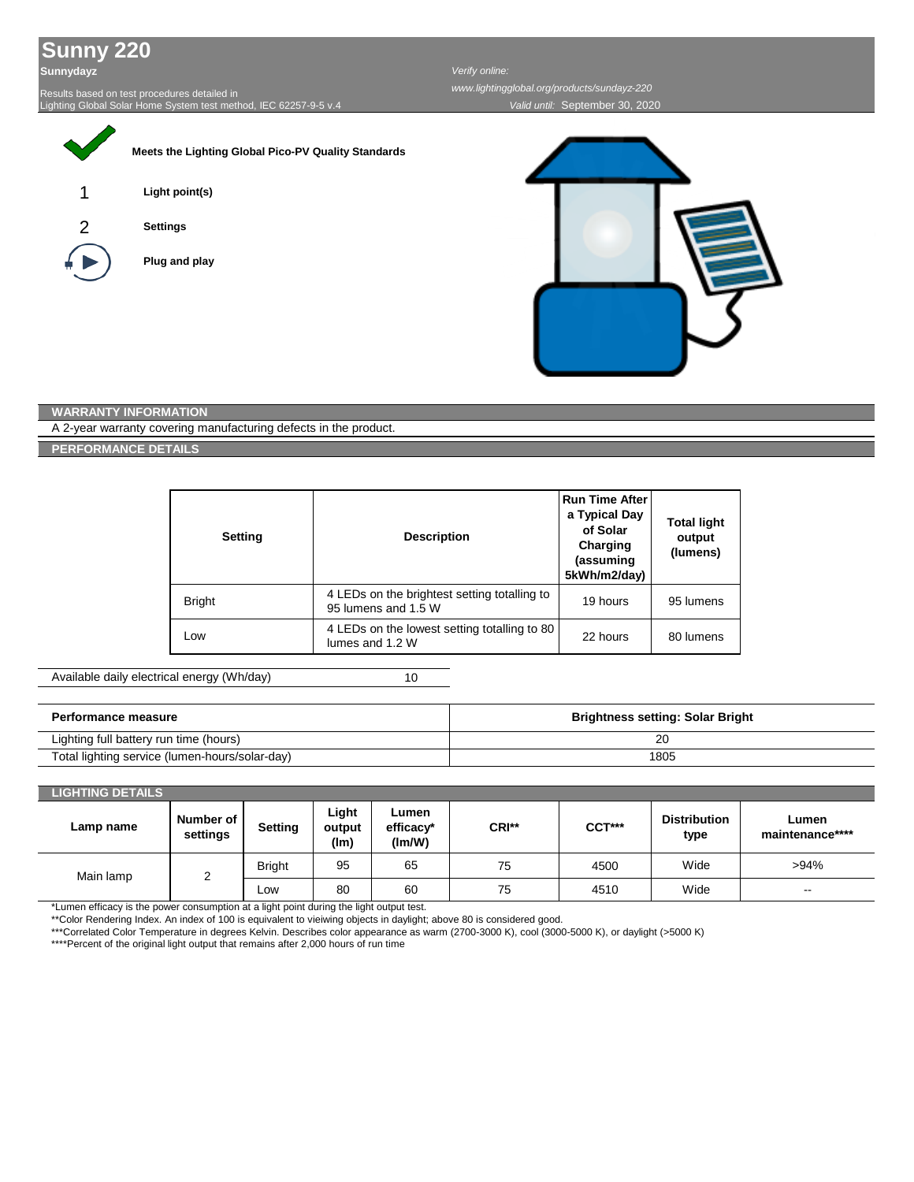# Sunny 220

**Sunnydayz**

Results based on test procedures detailed in
Lighting Global Solar Home System test method, IEC 62257-9-5 v.4

*Verify online:*
*www.lightingglobal.org/products/sundayz-220*
*Valid until:* September 30, 2020

**Meets the Lighting Global Pico-PV Quality Standards**

1 **Light point(s)**

2 **Settings**

**Plug and play**

## WARRANTY INFORMATION

A 2-year warranty covering manufacturing defects in the product.

## PERFORMANCE DETAILS

| Setting | Description | Run Time After a Typical Day of Solar Charging (assuming 5kWh/m2/day) | Total light output (lumens) |
|---|---|---|---|
| Bright | 4 LEDs on the brightest setting totalling to 95 lumens and 1.5 W | 19 hours | 95 lumens |
| Low | 4 LEDs on the lowest setting totalling to 80 lumens and 1.2 W | 22 hours | 80 lumens |

| Available daily electrical energy (Wh/day) | 10 |
|---|---|

| Performance measure | Brightness setting: Solar Bright |
|---|---|
| Lighting full battery run time (hours) | 20 |
| Total lighting service (lumen-hours/solar-day) | 1805 |

## LIGHTING DETAILS

| Lamp name | Number of settings | Setting | Light output (lm) | Lumen efficacy* (lm/W) | CRI** | CCT*** | Distribution type | Lumen maintenance**** |
|---|---|---|---|---|---|---|---|---|
| Main lamp | 2 | Bright | 95 | 65 | 75 | 4500 | Wide | >94% |
| | | Low | 80 | 60 | 75 | 4510 | Wide | -- |

*Lumen efficacy is the power consumption at a light point during the light output test.
**Color Rendering Index. An index of 100 is equivalent to vieiwing objects in daylight; above 80 is considered good.
***Correlated Color Temperature in degrees Kelvin. Describes color appearance as warm (2700-3000 K), cool (3000-5000 K), or daylight (>5000 K)
****Percent of the original light output that remains after 2,000 hours of run time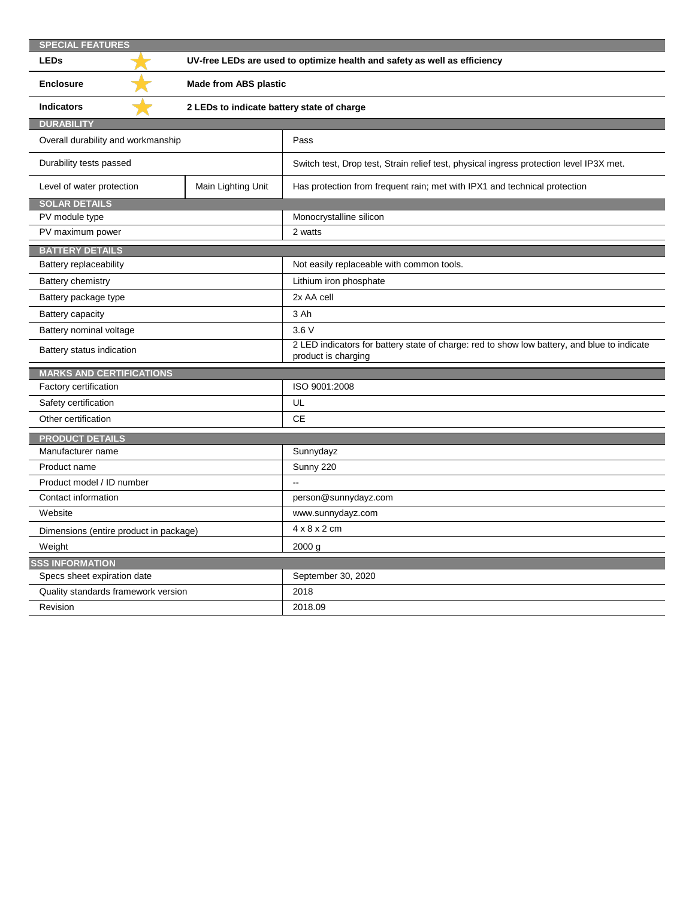| | | |
|---|---|---|
| **SPECIAL FEATURES** | | |
| **LEDs** | ★ | **UV-free LEDs are used to optimize health and safety as well as efficiency** |
| **Enclosure** | ★ | **Made from ABS plastic** |
| **Indicators** | ★ | **2 LEDs to indicate battery state of charge** |

| | | |
|---|---|---|
| **DURABILITY** | | |
| Overall durability and workmanship | | Pass |
| Durability tests passed | | Switch test, Drop test, Strain relief test, physical ingress protection level IP3X met. |
| Level of water protection | Main Lighting Unit | Has protection from frequent rain; met with IPX1 and technical protection |

| | |
|---|---|
| **SOLAR DETAILS** | |
| PV module type | Monocrystalline silicon |
| PV maximum power | 2 watts |
| **BATTERY DETAILS** | |
| Battery replaceability | Not easily replaceable with common tools. |
| Battery chemistry | Lithium iron phosphate |
| Battery package type | 2x AA cell |
| Battery capacity | 3 Ah |
| Battery nominal voltage | 3.6 V |
| Battery status indication | 2 LED indicators for battery state of charge: red to show low battery, and blue to indicate product is charging |
| **MARKS AND CERTIFICATIONS** | |
| Factory certification | ISO 9001:2008 |
| Safety certification | UL |
| Other certification | CE |
| **PRODUCT DETAILS** | |
| Manufacturer name | Sunnydayz |
| Product name | Sunny 220 |
| Product model / ID number | -- |
| Contact information | person@sunnydayz.com |
| Website | www.sunnydayz.com |
| Dimensions (entire product in package) | 4 x 8 x 2 cm |
| Weight | 2000 g |
| **SSS INFORMATION** | |
| Specs sheet expiration date | September 30, 2020 |
| Quality standards framework version | 2018 |
| Revision | 2018.09 |